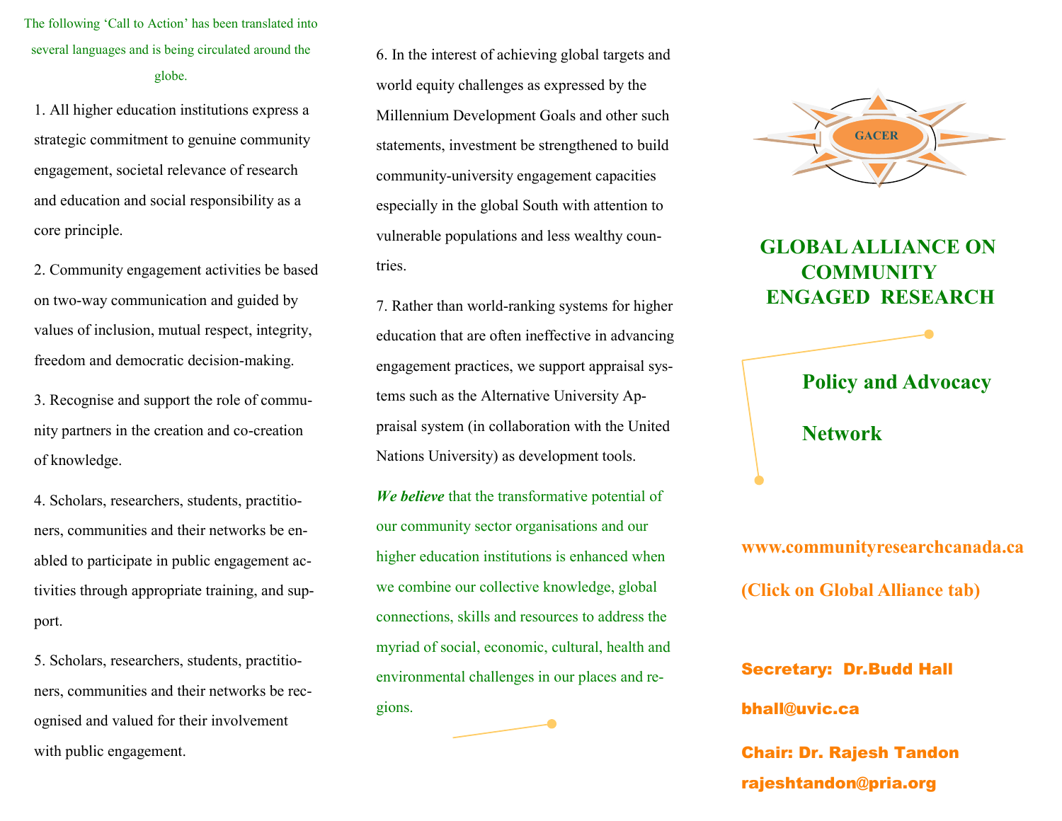The following ‘Call to Action’ has been translated into several languages and is being circulated around the globe.

1. All higher education institutions express a strategic commitment to genuine community engagement, societal relevance of research and education and social responsibility as a core principle.

2. Community engagement activities be based on two-way communication and guided by values of inclusion, mutual respect, integrity, freedom and democratic decision-making.

3. Recognise and support the role of community partners in the creation and co-creation of knowledge.

4. Scholars, researchers, students, practitioners, communities and their networks be enabled to participate in public engagement activities through appropriate training, and support.

5. Scholars, researchers, students, practitioners, communities and their networks be recognised and valued for their involvement with public engagement.

6. In the interest of achieving global targets and world equity challenges as expressed by the Millennium Development Goals and other such statements, investment be strengthened to build community-university engagement capacities especially in the global South with attention to vulnerable populations and less wealthy countries.

7. Rather than world-ranking systems for higher education that are often ineffective in advancing engagement practices, we support appraisal systems such as the Alternative University Appraisal system (in collaboration with the United Nations University) as development tools.

***We believe*** that the transformative potential of our community sector organisations and our higher education institutions is enhanced when we combine our collective knowledge, global connections, skills and resources to address the myriad of social, economic, cultural, health and environmental challenges in our places and regions.

GACER

# GLOBAL ALLIANCE ON COMMUNITY ENGAGED RESEARCH

## Policy and Advocacy Network

**www.communityresearchcanada.ca**

**(Click on Global Alliance tab)**

**Secretary: Dr.Budd Hall**

**bhall@uvic.ca**

**Chair: Dr. Rajesh Tandon**

**rajeshtandon@pria.org**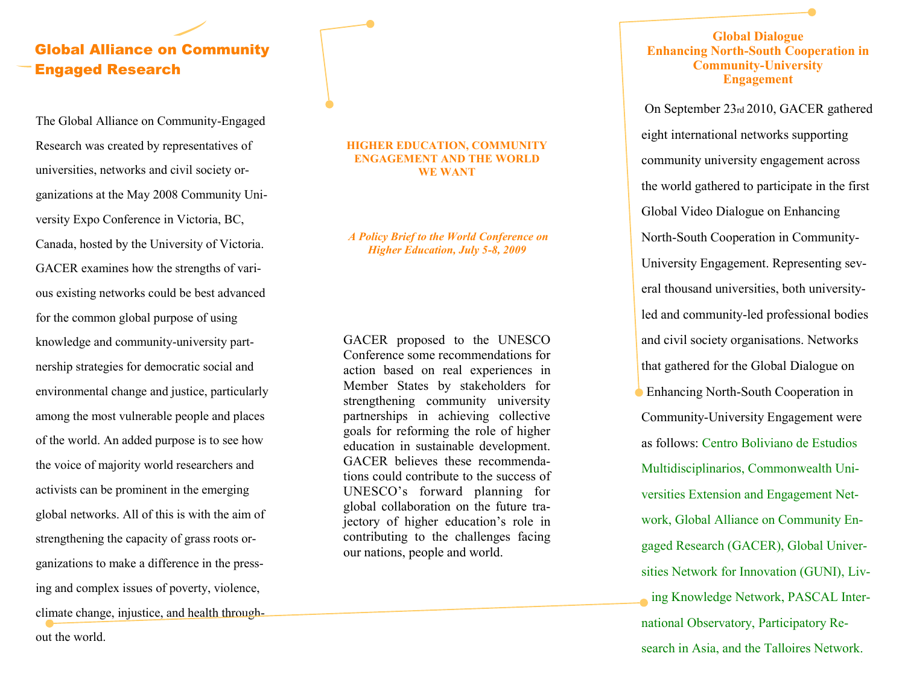## Global Alliance on Community Engaged Research

The Global Alliance on Community-Engaged Research was created by representatives of universities, networks and civil society organizations at the May 2008 Community University Expo Conference in Victoria, BC, Canada, hosted by the University of Victoria. GACER examines how the strengths of various existing networks could be best advanced for the common global purpose of using knowledge and community-university partnership strategies for democratic social and environmental change and justice, particularly among the most vulnerable people and places of the world. An added purpose is to see how the voice of majority world researchers and activists can be prominent in the emerging global networks. All of this is with the aim of strengthening the capacity of grass roots organizations to make a difference in the pressing and complex issues of poverty, violence, climate change, injustice, and health throughout the world.

## HIGHER EDUCATION, COMMUNITY ENGAGEMENT AND THE WORLD WE WANT

*A Policy Brief to the World Conference on Higher Education, July 5-8, 2009*

GACER proposed to the UNESCO Conference some recommendations for action based on real experiences in Member States by stakeholders for strengthening community university partnerships in achieving collective goals for reforming the role of higher education in sustainable development. GACER believes these recommendations could contribute to the success of UNESCO's forward planning for global collaboration on the future trajectory of higher education's role in contributing to the challenges facing our nations, people and world.

## Global Dialogue Enhancing North-South Cooperation in Community-University Engagement

On September 23rd 2010, GACER gathered eight international networks supporting community university engagement across the world gathered to participate in the first Global Video Dialogue on Enhancing North-South Cooperation in Community-University Engagement. Representing several thousand universities, both university-led and community-led professional bodies and civil society organisations. Networks that gathered for the Global Dialogue on Enhancing North-South Cooperation in Community-University Engagement were as follows: Centro Boliviano de Estudios Multidisciplinarios, Commonwealth Universities Extension and Engagement Network, Global Alliance on Community Engaged Research (GACER), Global Universities Network for Innovation (GUNI), Living Knowledge Network, PASCAL International Observatory, Participatory Research in Asia, and the Talloires Network.